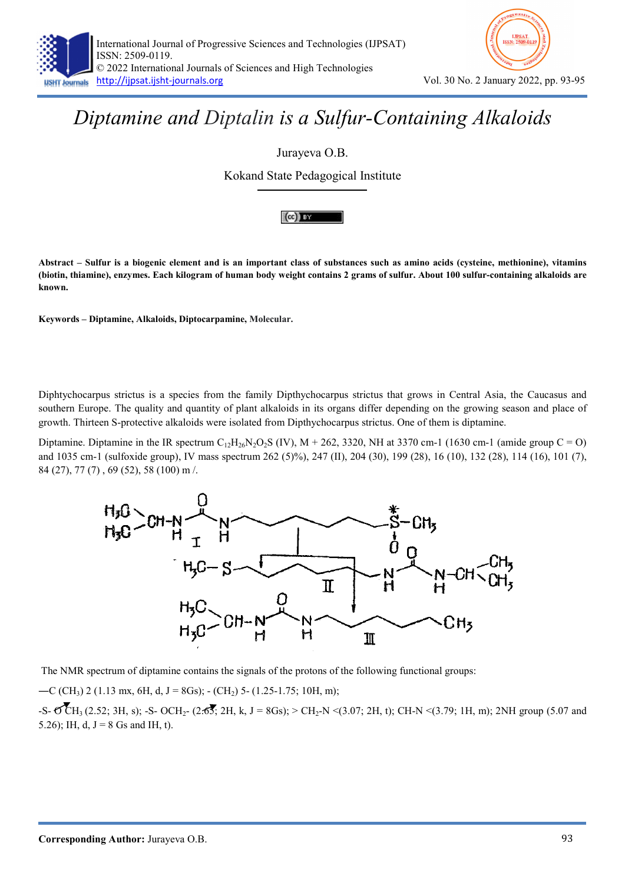# *Diptamine and Diptalin is a Sulfur-Containing Alkaloids*

Jurayeva O.B.

Kokand State Pedagogical Institute

**Abstract – Sulfur is a biogenic element and is an important class of substances such as amino acids (cysteine, methionine), vitamins (biotin, thiamine), enzymes. Each kilogram of human body weight contains 2 grams of sulfur. About 100 sulfur-containing alkaloids are known.**

**Keywords – Diptamine, Alkaloids, Diptocarpamine, Molecular.**

Diphtychocarpus strictus is a species from the family Dipthychocarpus strictus that grows in Central Asia, the Caucasus and southern Europe. The quality and quantity of plant alkaloids in its organs differ depending on the growing season and place of growth. Thirteen S-protective alkaloids were isolated from Dipthychocarpus strictus. One of them is diptamine.

Diptamine. Diptamine in the IR spectrum $C_{12}H_{26}N_2O_2S$ (IV), M + 262, 3320, NH at 3370 cm-1 (1630 cm-1 (amide group C = O) and 1035 cm-1 (sulfoxide group), IV mass spectrum 262 (5)%), 247 (II), 204 (30), 199 (28), 16 (10), 132 (28), 114 (16), 101 (7), 84 (27), 77 (7) , 69 (52), 58 (100) m /.

The NMR spectrum of diptamine contains the signals of the protons of the following functional groups:

—C $(CH_3)$ 2 (1.13 mx, 6H, d, J = 8Gs); - $(CH_2)$ 5- (1.25-1.75; 10H, m);

-S- O $CH_3$ (2.52; 3H, s); -S- $OCH_2$- (2.65; 2H, k, J = 8Gs); > $CH_2$-N <(3.07; 2H, t); CH-N <(3.79; 1H, m); 2NH group (5.07 and 5.26); IH, d, J = 8 Gs and IH, t).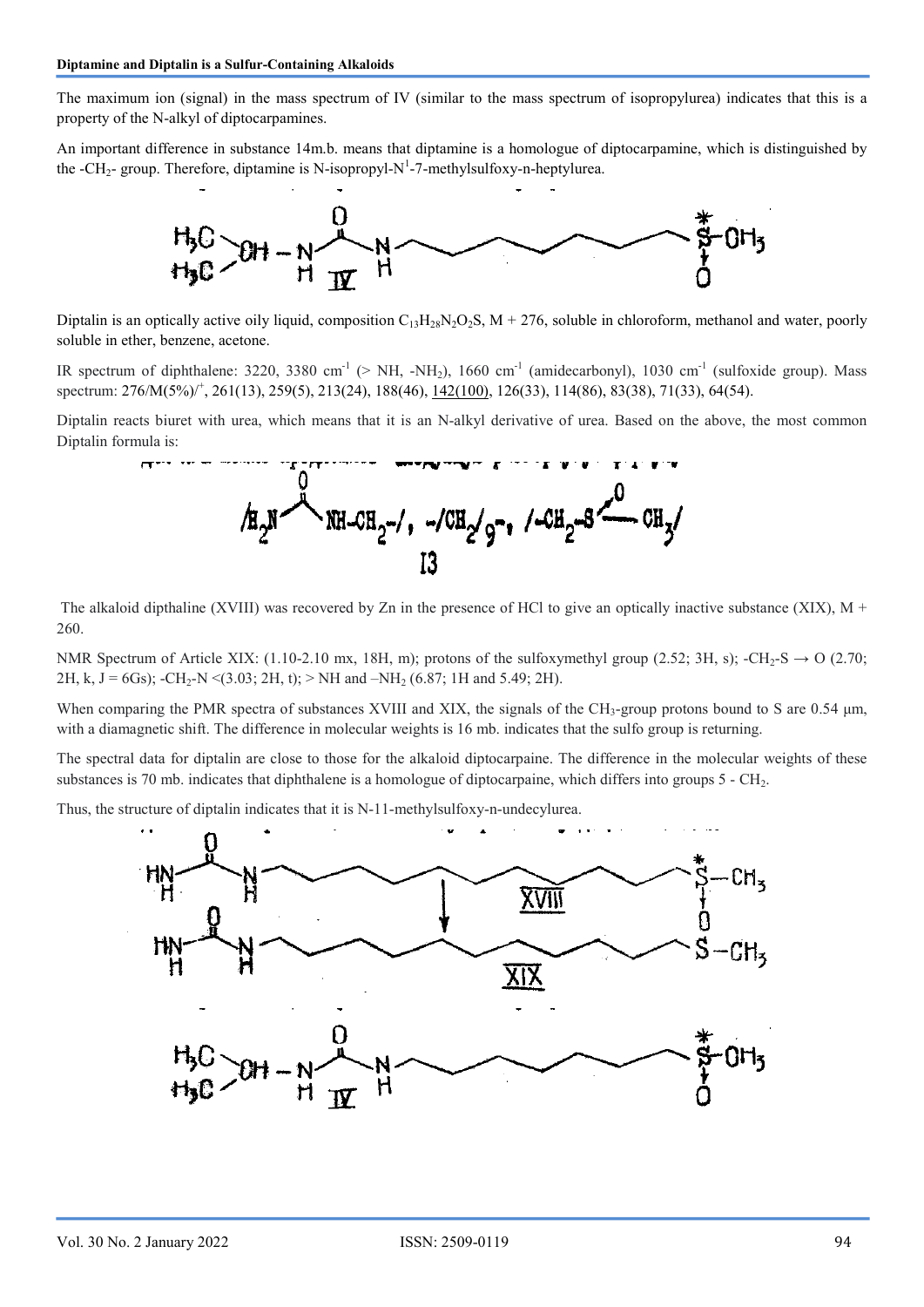The maximum ion (signal) in the mass spectrum of IV (similar to the mass spectrum of isopropylurea) indicates that this is a property of the N-alkyl of diptocarpamines.

An important difference in substance 14m.b. means that diptamine is a homologue of diptocarpamine, which is distinguished by the $-CH_2-$ group. Therefore, diptamine is N-isopropyl-N[1]-7-methylsulfoxy-n-heptylurea.

Diptalin is an optically active oily liquid, composition $C_{13}H_{28}N_2O_2S$, M + 276, soluble in chloroform, methanol and water, poorly soluble in ether, benzene, acetone.

IR spectrum of diphthalene: 3220, 3380 $cm^{-1}$ (> NH, $-NH_2$), 1660 $cm^{-1}$ (amidecarbonyl), 1030 $cm^{-1}$ (sulfoxide group). Mass spectrum: $276/M(5\%)/^{+}$, 261(13), 259(5), 213(24), 188(46), <u>142(100)</u>, 126(33), 114(86), 83(38), 71(33), 64(54).

Diptalin reacts biuret with urea, which means that it is an N-alkyl derivative of urea. Based on the above, the most common Diptalin formula is:

$$/H_2N-C(=O)-NH-CH_2-/,\ -/CH_2/_9-,\ /-CH_2-S(\rightarrow O)-CH_3/$$

13

The alkaloid dipthaline (XVIII) was recovered by Zn in the presence of HCl to give an optically inactive substance (XIX), M + 260.

NMR Spectrum of Article XIX: (1.10-2.10 mx, 18H, m); protons of the sulfoxymethyl group (2.52; 3H, s); $-CH_2-S \rightarrow O$ (2.70; 2H, k, J = 6Gs); $-CH_2-N<$ (3.03; 2H, t); > NH and $-NH_2$ (6.87; 1H and 5.49; 2H).

When comparing the PMR spectra of substances XVIII and XIX, the signals of the $CH_3$-group protons bound to S are 0.54 μm, with a diamagnetic shift. The difference in molecular weights is 16 mb. indicates that the sulfo group is returning.

The spectral data for diptalin are close to those for the alkaloid diptocarpaine. The difference in the molecular weights of these substances is 70 mb. indicates that diphthalene is a homologue of diptocarpaine, which differs into groups 5 - $CH_2$.

Thus, the structure of diptalin indicates that it is N-11-methylsulfoxy-n-undecylurea.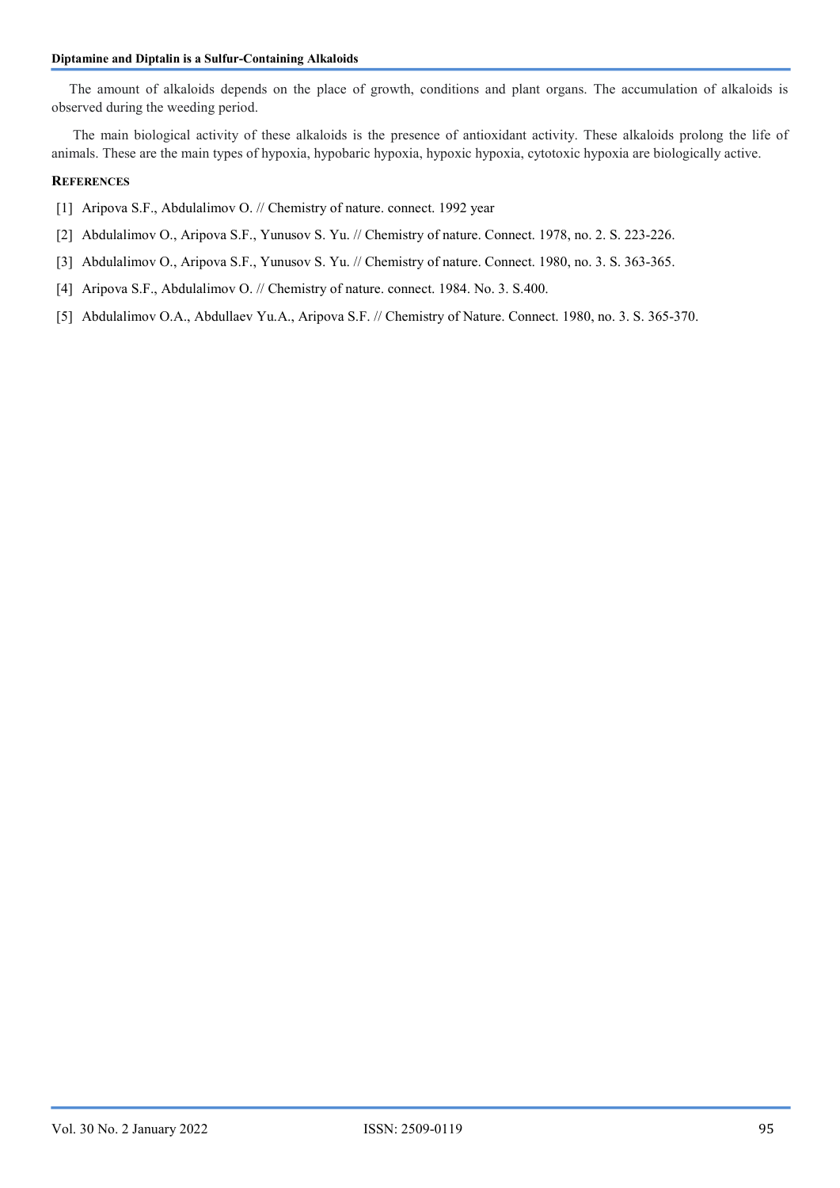The amount of alkaloids depends on the place of growth, conditions and plant organs. The accumulation of alkaloids is observed during the weeding period.

The main biological activity of these alkaloids is the presence of antioxidant activity. These alkaloids prolong the life of animals. These are the main types of hypoxia, hypobaric hypoxia, hypoxic hypoxia, cytotoxic hypoxia are biologically active.

## References

[1] Aripova S.F., Abdulalimov O. // Chemistry of nature. connect. 1992 year

[2] Abdulalimov O., Aripova S.F., Yunusov S. Yu. // Chemistry of nature. Connect. 1978, no. 2. S. 223-226.

[3] Abdulalimov O., Aripova S.F., Yunusov S. Yu. // Chemistry of nature. Connect. 1980, no. 3. S. 363-365.

[4] Aripova S.F., Abdulalimov O. // Chemistry of nature. connect. 1984. No. 3. S.400.

[5] Abdulalimov O.A., Abdullaev Yu.A., Aripova S.F. // Chemistry of Nature. Connect. 1980, no. 3. S. 365-370.